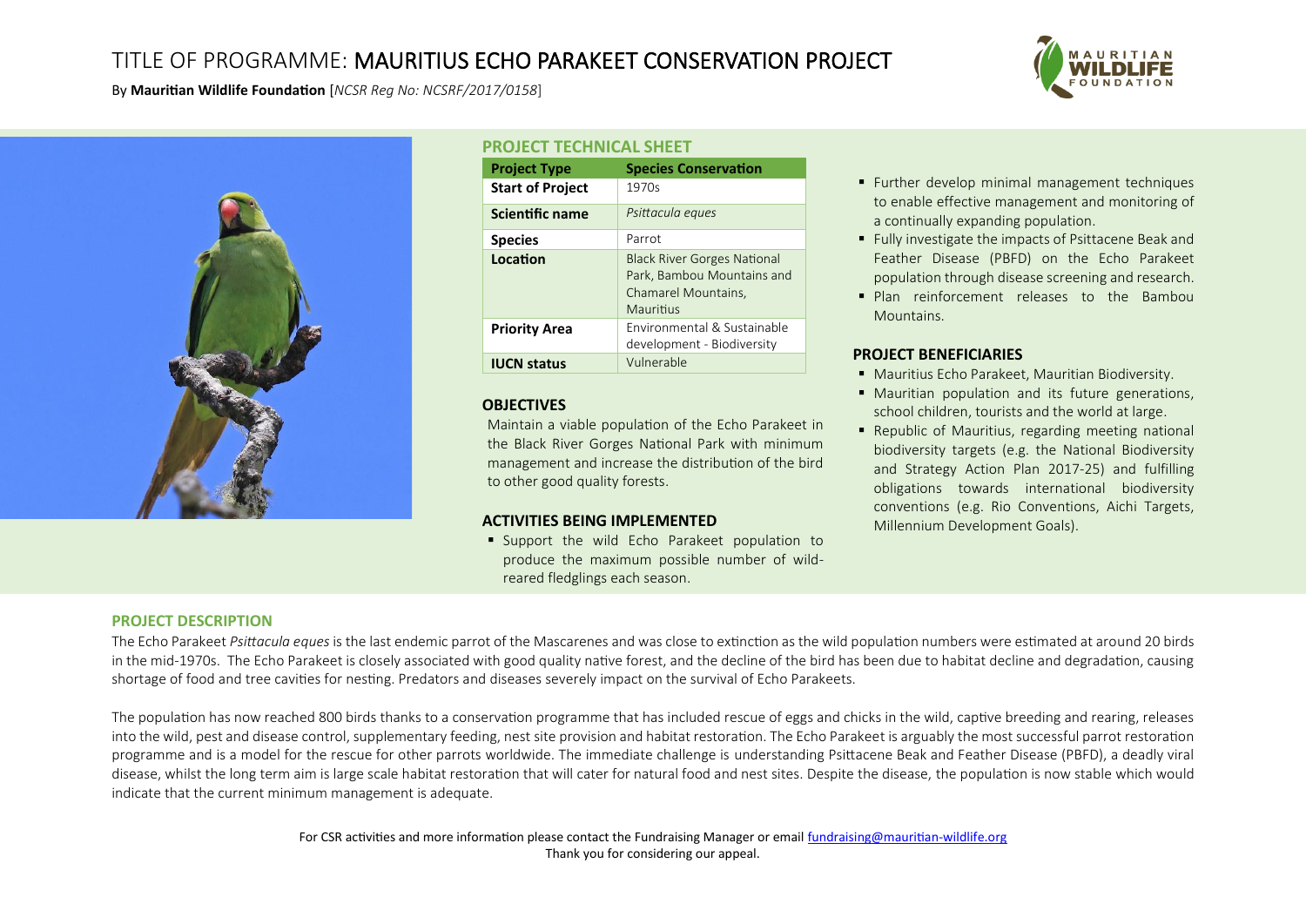# TITLE OF PROGRAMME: MAURITIUS ECHO PARAKEET CONSERVATION PROJECT

By **Mauritian Wildlife Foundation** [*NCSR Reg No: NCSRF/2017/0158*]

## PROJECT TECHNICAL SHEET

| **Project Type** | **Species Conservation** |
| --- | --- |
| **Start of Project** | 1970s |
| **Scientific name** | *Psittacula eques* |
| **Species** | Parrot |
| **Location** | Black River Gorges National Park, Bambou Mountains and Chamarel Mountains, Mauritius |
| **Priority Area** | Environmental & Sustainable development - Biodiversity |
| **IUCN status** | Vulnerable |

### OBJECTIVES

Maintain a viable population of the Echo Parakeet in the Black River Gorges National Park with minimum management and increase the distribution of the bird to other good quality forests.

### ACTIVITIES BEING IMPLEMENTED

- Support the wild Echo Parakeet population to produce the maximum possible number of wild-reared fledglings each season.
- Further develop minimal management techniques to enable effective management and monitoring of a continually expanding population.
- Fully investigate the impacts of Psittacene Beak and Feather Disease (PBFD) on the Echo Parakeet population through disease screening and research.
- Plan reinforcement releases to the Bambou Mountains.

### PROJECT BENEFICIARIES

- Mauritius Echo Parakeet, Mauritian Biodiversity.
- Mauritian population and its future generations, school children, tourists and the world at large.
- Republic of Mauritius, regarding meeting national biodiversity targets (e.g. the National Biodiversity and Strategy Action Plan 2017-25) and fulfilling obligations towards international biodiversity conventions (e.g. Rio Conventions, Aichi Targets, Millennium Development Goals).

## PROJECT DESCRIPTION

The Echo Parakeet *Psittacula eques* is the last endemic parrot of the Mascarenes and was close to extinction as the wild population numbers were estimated at around 20 birds in the mid-1970s. The Echo Parakeet is closely associated with good quality native forest, and the decline of the bird has been due to habitat decline and degradation, causing shortage of food and tree cavities for nesting. Predators and diseases severely impact on the survival of Echo Parakeets.

The population has now reached 800 birds thanks to a conservation programme that has included rescue of eggs and chicks in the wild, captive breeding and rearing, releases into the wild, pest and disease control, supplementary feeding, nest site provision and habitat restoration. The Echo Parakeet is arguably the most successful parrot restoration programme and is a model for the rescue for other parrots worldwide. The immediate challenge is understanding Psittacene Beak and Feather Disease (PBFD), a deadly viral disease, whilst the long term aim is large scale habitat restoration that will cater for natural food and nest sites. Despite the disease, the population is now stable which would indicate that the current minimum management is adequate.

For CSR activities and more information please contact the Fundraising Manager or email fundraising@mauritian-wildlife.org
Thank you for considering our appeal.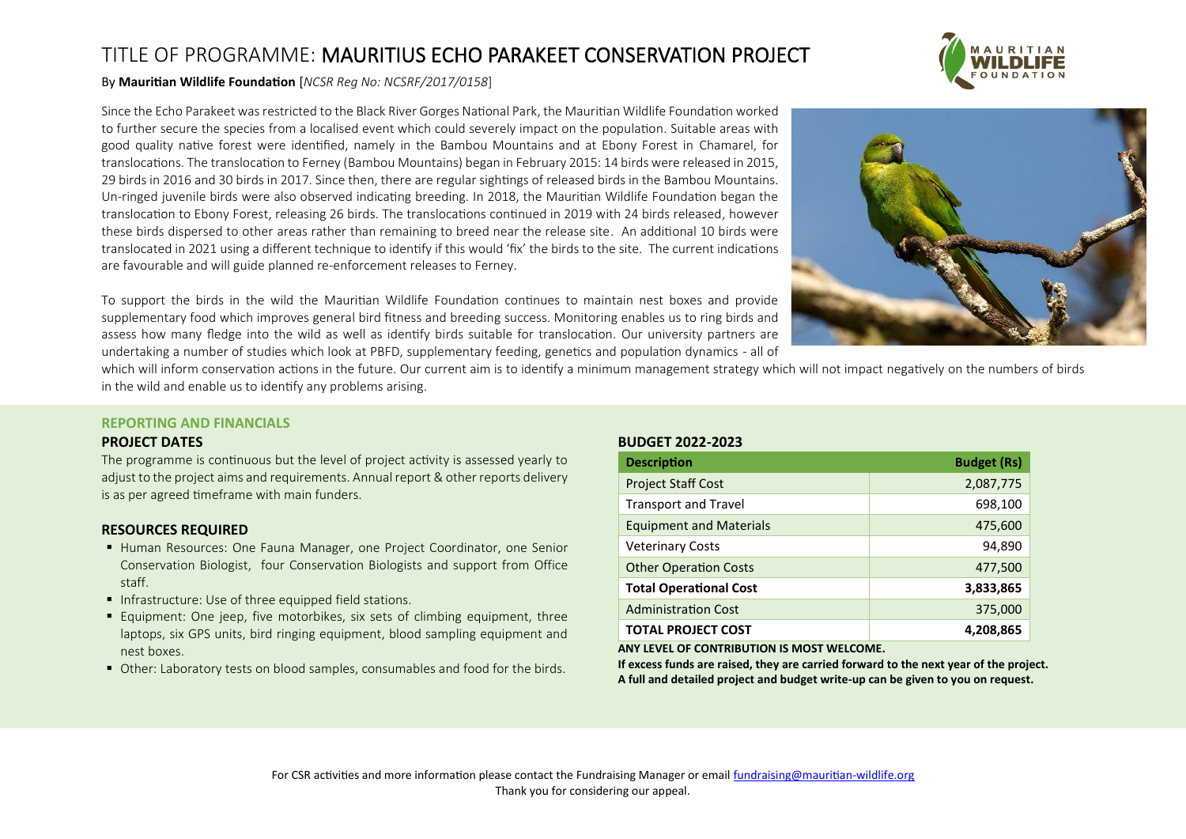# TITLE OF PROGRAMME: MAURITIUS ECHO PARAKEET CONSERVATION PROJECT

By **Mauritian Wildlife Foundation** [*NCSR Reg No: NCSRF/2017/0158*]

Since the Echo Parakeet was restricted to the Black River Gorges National Park, the Mauritian Wildlife Foundation worked to further secure the species from a localised event which could severely impact on the population. Suitable areas with good quality native forest were identified, namely in the Bambou Mountains and at Ebony Forest in Chamarel, for translocations. The translocation to Ferney (Bambou Mountains) began in February 2015: 14 birds were released in 2015, 29 birds in 2016 and 30 birds in 2017. Since then, there are regular sightings of released birds in the Bambou Mountains. Un-ringed juvenile birds were also observed indicating breeding. In 2018, the Mauritian Wildlife Foundation began the translocation to Ebony Forest, releasing 26 birds. The translocations continued in 2019 with 24 birds released, however these birds dispersed to other areas rather than remaining to breed near the release site. An additional 10 birds were translocated in 2021 using a different technique to identify if this would 'fix' the birds to the site. The current indications are favourable and will guide planned re-enforcement releases to Ferney.

To support the birds in the wild the Mauritian Wildlife Foundation continues to maintain nest boxes and provide supplementary food which improves general bird fitness and breeding success. Monitoring enables us to ring birds and assess how many fledge into the wild as well as identify birds suitable for translocation. Our university partners are undertaking a number of studies which look at PBFD, supplementary feeding, genetics and population dynamics - all of which will inform conservation actions in the future. Our current aim is to identify a minimum management strategy which will not impact negatively on the numbers of birds in the wild and enable us to identify any problems arising.

## REPORTING AND FINANCIALS

### PROJECT DATES

The programme is continuous but the level of project activity is assessed yearly to adjust to the project aims and requirements. Annual report & other reports delivery is as per agreed timeframe with main funders.

### RESOURCES REQUIRED

- Human Resources: One Fauna Manager, one Project Coordinator, one Senior Conservation Biologist, four Conservation Biologists and support from Office staff.
- Infrastructure: Use of three equipped field stations.
- Equipment: One jeep, five motorbikes, six sets of climbing equipment, three laptops, six GPS units, bird ringing equipment, blood sampling equipment and nest boxes.
- Other: Laboratory tests on blood samples, consumables and food for the birds.

### BUDGET 2022-2023

| Description | Budget (Rs) |
|---|---|
| Project Staff Cost | 2,087,775 |
| Transport and Travel | 698,100 |
| Equipment and Materials | 475,600 |
| Veterinary Costs | 94,890 |
| Other Operation Costs | 477,500 |
| **Total Operational Cost** | **3,833,865** |
| Administration Cost | 375,000 |
| **TOTAL PROJECT COST** | **4,208,865** |

**ANY LEVEL OF CONTRIBUTION IS MOST WELCOME.**

**If excess funds are raised, they are carried forward to the next year of the project.**
**A full and detailed project and budget write-up can be given to you on request.**

For CSR activities and more information please contact the Fundraising Manager or email fundraising@mauritian-wildlife.org
Thank you for considering our appeal.